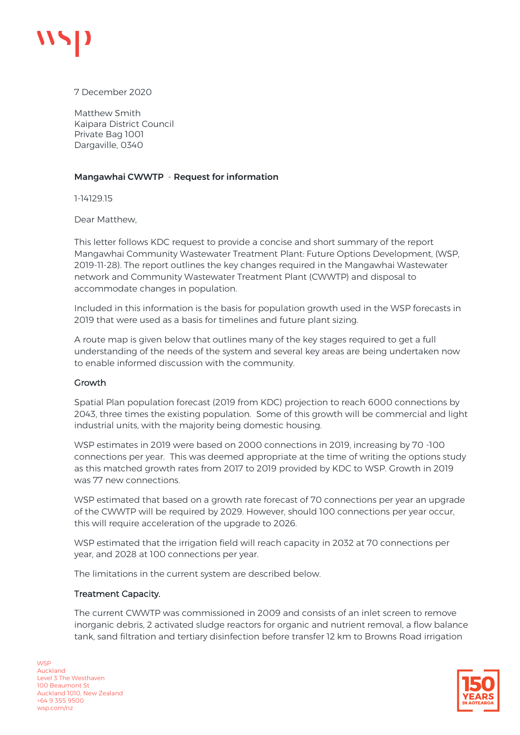7 December 2020

Matthew Smith
Kaipara District Council
Private Bag 1001
Dargaville, 0340

**Mangawhai CWWTP - Request for information**

1-14129.15

Dear Matthew,

This letter follows KDC request to provide a concise and short summary of the report Mangawhai Community Wastewater Treatment Plant: Future Options Development, (WSP, 2019-11-28). The report outlines the key changes required in the Mangawhai Wastewater network and Community Wastewater Treatment Plant (CWWTP) and disposal to accommodate changes in population.

Included in this information is the basis for population growth used in the WSP forecasts in 2019 that were used as a basis for timelines and future plant sizing.

A route map is given below that outlines many of the key stages required to get a full understanding of the needs of the system and several key areas are being undertaken now to enable informed discussion with the community.

## Growth

Spatial Plan population forecast (2019 from KDC) projection to reach 6000 connections by 2043, three times the existing population. Some of this growth will be commercial and light industrial units, with the majority being domestic housing.

WSP estimates in 2019 were based on 2000 connections in 2019, increasing by 70 -100 connections per year. This was deemed appropriate at the time of writing the options study as this matched growth rates from 2017 to 2019 provided by KDC to WSP. Growth in 2019 was 77 new connections.

WSP estimated that based on a growth rate forecast of 70 connections per year an upgrade of the CWWTP will be required by 2029. However, should 100 connections per year occur, this will require acceleration of the upgrade to 2026.

WSP estimated that the irrigation field will reach capacity in 2032 at 70 connections per year, and 2028 at 100 connections per year.

The limitations in the current system are described below.

## Treatment Capacity.

The current CWWTP was commissioned in 2009 and consists of an inlet screen to remove inorganic debris, 2 activated sludge reactors for organic and nutrient removal, a flow balance tank, sand filtration and tertiary disinfection before transfer 12 km to Browns Road irrigation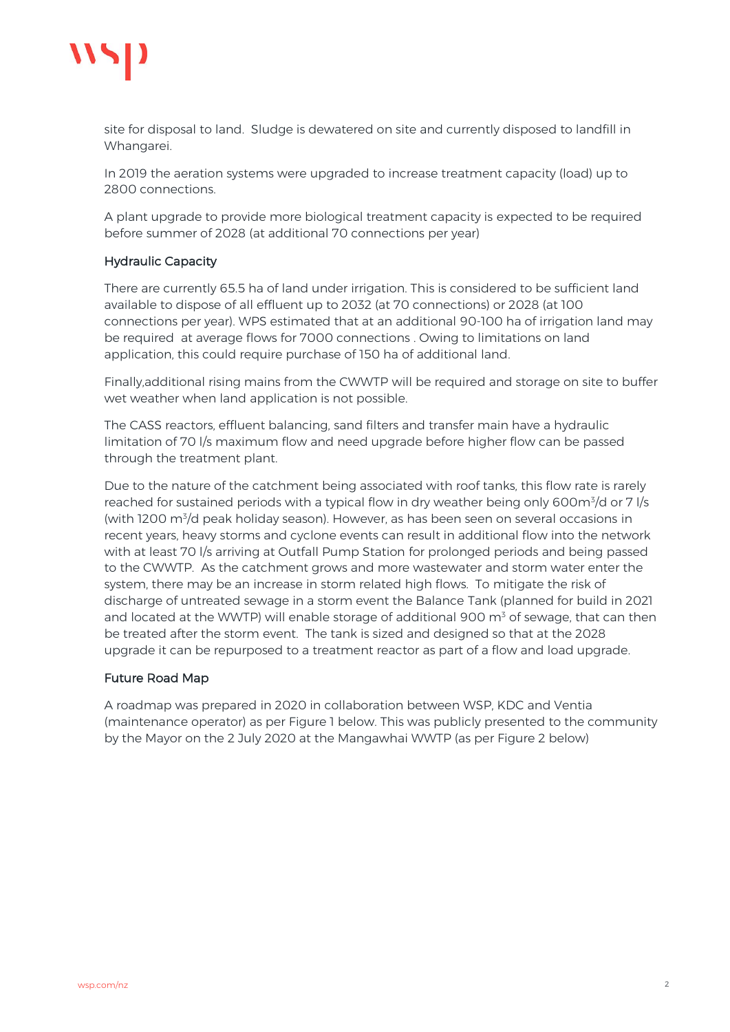site for disposal to land. Sludge is dewatered on site and currently disposed to landfill in Whangarei.

In 2019 the aeration systems were upgraded to increase treatment capacity (load) up to 2800 connections.

A plant upgrade to provide more biological treatment capacity is expected to be required before summer of 2028 (at additional 70 connections per year)

### Hydraulic Capacity

There are currently 65.5 ha of land under irrigation. This is considered to be sufficient land available to dispose of all effluent up to 2032 (at 70 connections) or 2028 (at 100 connections per year). WPS estimated that at an additional 90-100 ha of irrigation land may be required at average flows for 7000 connections . Owing to limitations on land application, this could require purchase of 150 ha of additional land.

Finally,additional rising mains from the CWWTP will be required and storage on site to buffer wet weather when land application is not possible.

The CASS reactors, effluent balancing, sand filters and transfer main have a hydraulic limitation of 70 l/s maximum flow and need upgrade before higher flow can be passed through the treatment plant.

Due to the nature of the catchment being associated with roof tanks, this flow rate is rarely reached for sustained periods with a typical flow in dry weather being only 600m$^3$/d or 7 l/s (with 1200 m$^3$/d peak holiday season). However, as has been seen on several occasions in recent years, heavy storms and cyclone events can result in additional flow into the network with at least 70 l/s arriving at Outfall Pump Station for prolonged periods and being passed to the CWWTP. As the catchment grows and more wastewater and storm water enter the system, there may be an increase in storm related high flows. To mitigate the risk of discharge of untreated sewage in a storm event the Balance Tank (planned for build in 2021 and located at the WWTP) will enable storage of additional 900 m$^3$ of sewage, that can then be treated after the storm event. The tank is sized and designed so that at the 2028 upgrade it can be repurposed to a treatment reactor as part of a flow and load upgrade.

### Future Road Map

A roadmap was prepared in 2020 in collaboration between WSP, KDC and Ventia (maintenance operator) as per Figure 1 below. This was publicly presented to the community by the Mayor on the 2 July 2020 at the Mangawhai WWTP (as per Figure 2 below)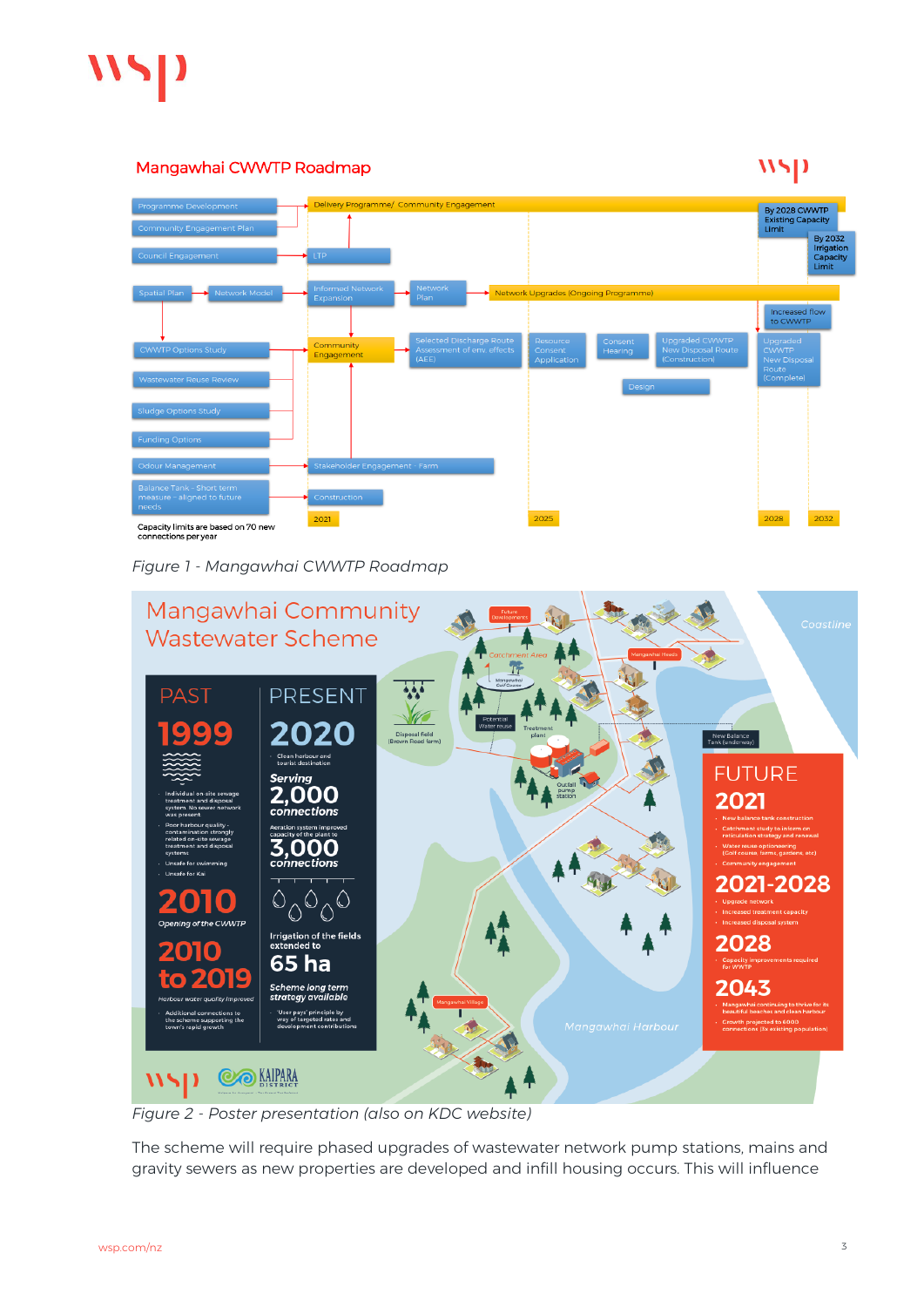Figure 1 - Mangawhai CWWTP Roadmap

Figure 2 - Poster presentation (also on KDC website)

The scheme will require phased upgrades of wastewater network pump stations, mains and gravity sewers as new properties are developed and infill housing occurs. This will influence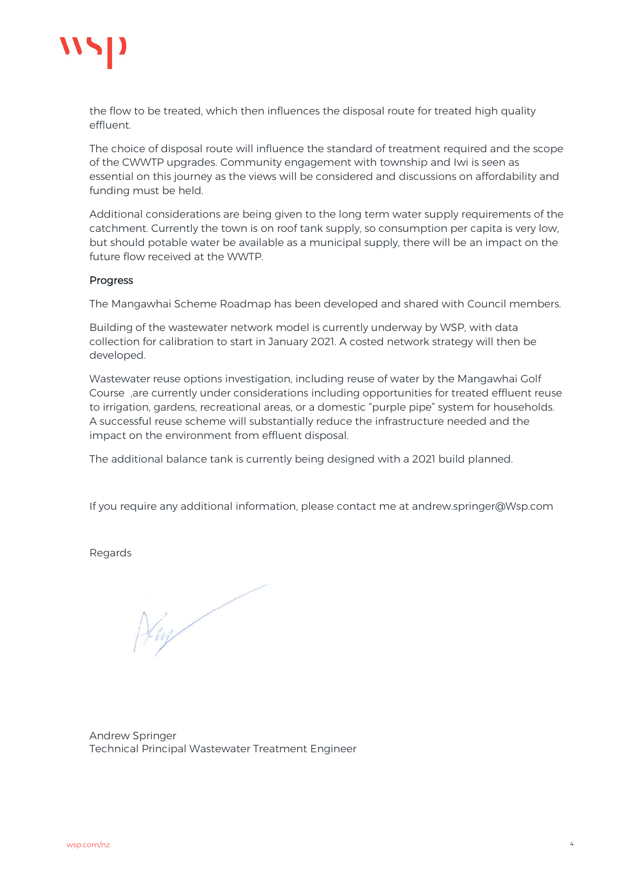the flow to be treated, which then influences the disposal route for treated high quality effluent.

The choice of disposal route will influence the standard of treatment required and the scope of the CWWTP upgrades. Community engagement with township and Iwi is seen as essential on this journey as the views will be considered and discussions on affordability and funding must be held.

Additional considerations are being given to the long term water supply requirements of the catchment. Currently the town is on roof tank supply, so consumption per capita is very low, but should potable water be available as a municipal supply, there will be an impact on the future flow received at the WWTP.

### Progress

The Mangawhai Scheme Roadmap has been developed and shared with Council members.

Building of the wastewater network model is currently underway by WSP, with data collection for calibration to start in January 2021. A costed network strategy will then be developed.

Wastewater reuse options investigation, including reuse of water by the Mangawhai Golf Course ,are currently under considerations including opportunities for treated effluent reuse to irrigation, gardens, recreational areas, or a domestic "purple pipe" system for households. A successful reuse scheme will substantially reduce the infrastructure needed and the impact on the environment from effluent disposal.

The additional balance tank is currently being designed with a 2021 build planned.

If you require any additional information, please contact me at andrew.springer@Wsp.com

Regards

Andrew Springer
Technical Principal Wastewater Treatment Engineer